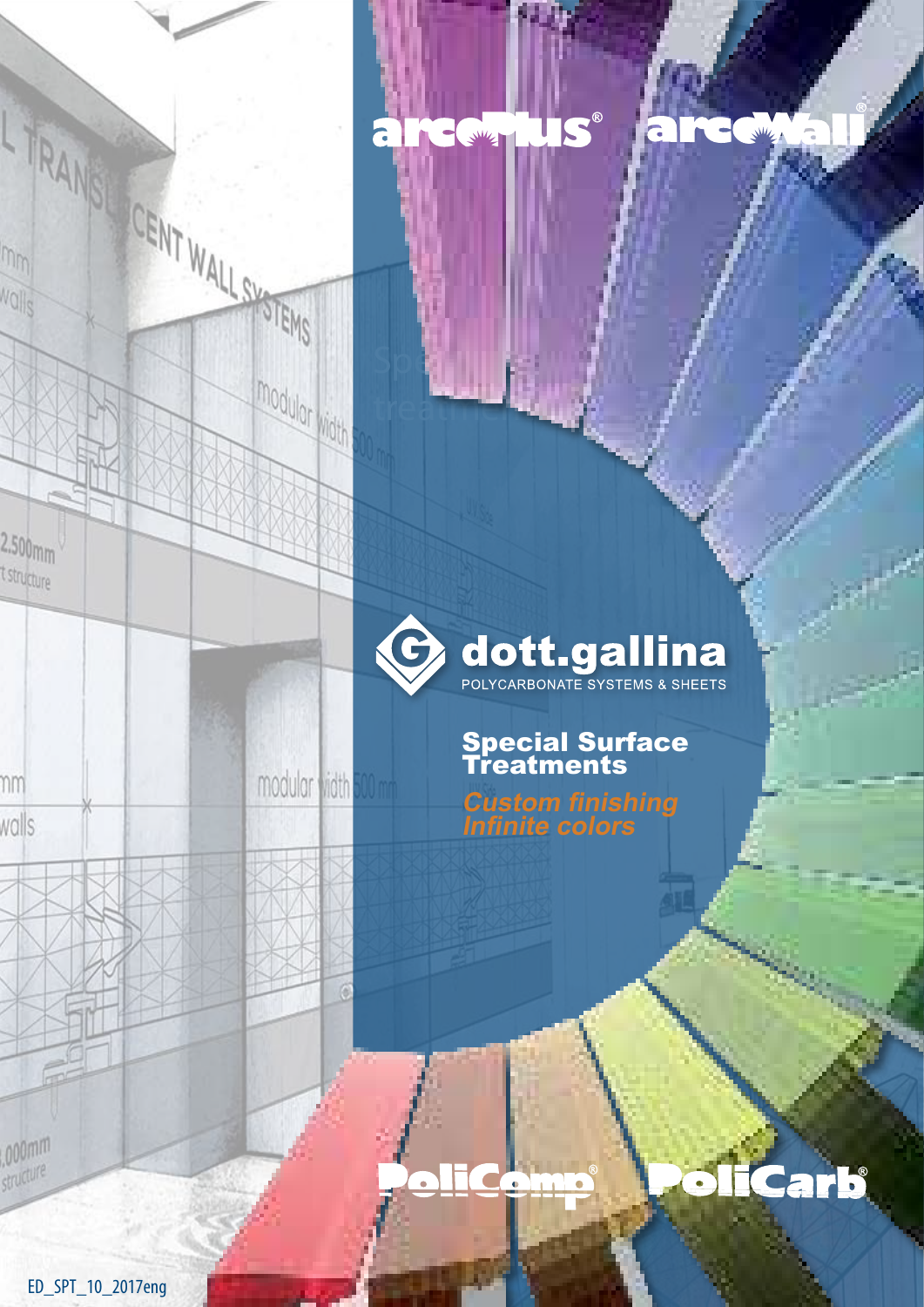arcoPlus® arcoWall®

dott.gallina

POLYCARBONATE SYSTEMS & SHEETS

# Special Surface Treatments

*Custom finishing*
*Infinite colors*

PoliComp® PoliCarb®

ED_SPT_10_2017eng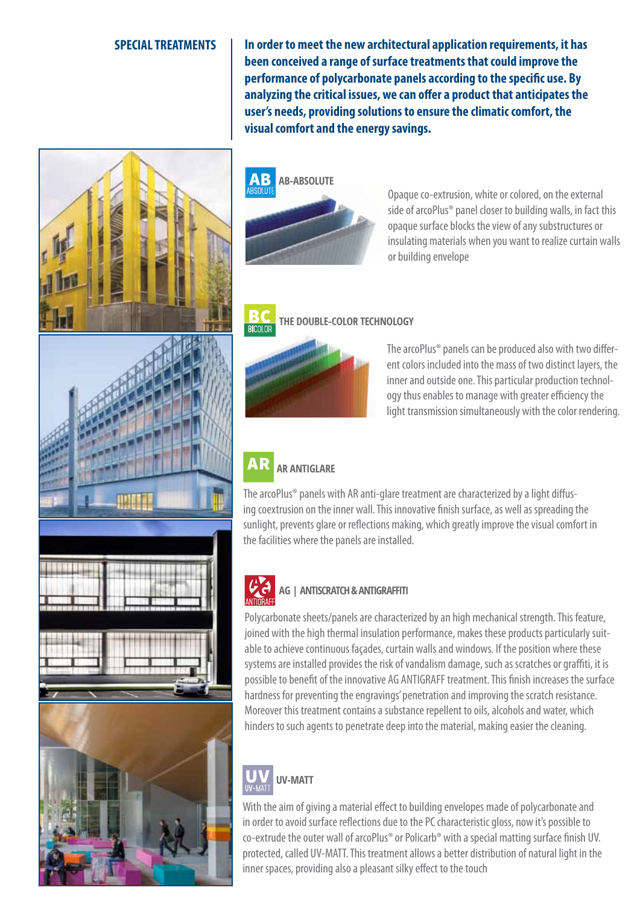## SPECIAL TREATMENTS

**In order to meet the new architectural application requirements, it has been conceived a range of surface treatments that could improve the performance of polycarbonate panels according to the specific use. By analyzing the critical issues, we can offer a product that anticipates the user's needs, providing solutions to ensure the climatic comfort, the visual comfort and the energy savings.**

### AB-ABSOLUTE

Opaque co-extrusion, white or colored, on the external side of arcoPlus® panel closer to building walls, in fact this opaque surface blocks the view of any substructures or insulating materials when you want to realize curtain walls or building envelope

### THE DOUBLE-COLOR TECHNOLOGY

The arcoPlus® panels can be produced also with two different colors included into the mass of two distinct layers, the inner and outside one. This particular production technology thus enables to manage with greater efficiency the light transmission simultaneously with the color rendering.

### AR ANTIGLARE

The arcoPlus® panels with AR anti-glare treatment are characterized by a light diffusing coextrusion on the inner wall. This innovative finish surface, as well as spreading the sunlight, prevents glare or reflections making, which greatly improve the visual comfort in the facilities where the panels are installed.

### AG | ANTISCRATCH & ANTIGRAFFITI

Polycarbonate sheets/panels are characterized by an high mechanical strength. This feature, joined with the high thermal insulation performance, makes these products particularly suitable to achieve continuous façades, curtain walls and windows. If the position where these systems are installed provides the risk of vandalism damage, such as scratches or graffiti, it is possible to benefit of the innovative AG ANTIGRAFF treatment. This finish increases the surface hardness for preventing the engravings' penetration and improving the scratch resistance. Moreover this treatment contains a substance repellent to oils, alcohols and water, which hinders to such agents to penetrate deep into the material, making easier the cleaning.

### UV-MATT

With the aim of giving a material effect to building envelopes made of polycarbonate and in order to avoid surface reflections due to the PC characteristic gloss, now it's possible to co-extrude the outer wall of arcoPlus® or Policarb® with a special matting surface finish UV. protected, called UV-MATT. This treatment allows a better distribution of natural light in the inner spaces, providing also a pleasant silky effect to the touch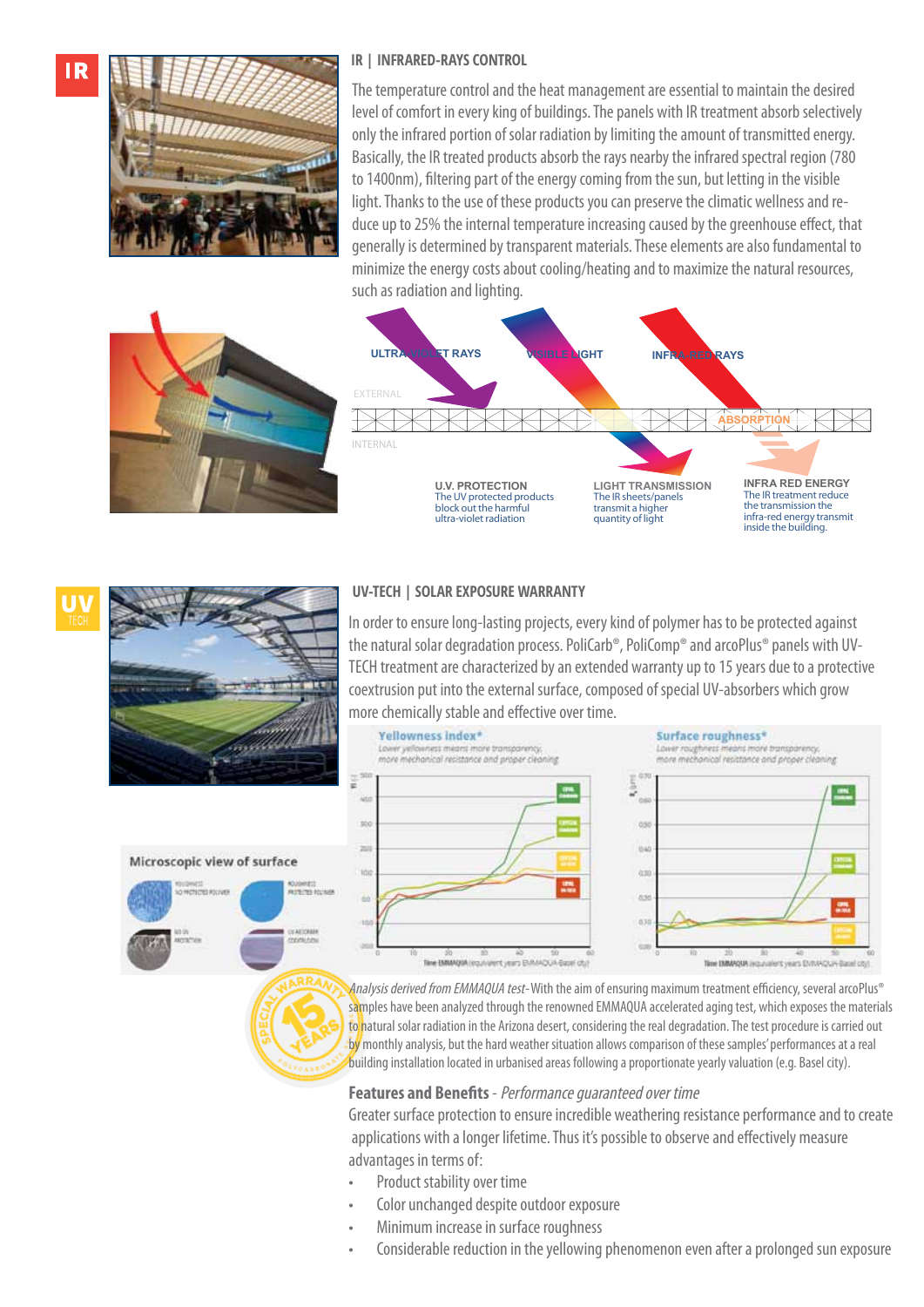## IR | INFRARED-RAYS CONTROL

The temperature control and the heat management are essential to maintain the desired level of comfort in every king of buildings. The panels with IR treatment absorb selectively only the infrared portion of solar radiation by limiting the amount of transmitted energy. Basically, the IR treated products absorb the rays nearby the infrared spectral region (780 to 1400nm), filtering part of the energy coming from the sun, but letting in the visible light. Thanks to the use of these products you can preserve the climatic wellness and reduce up to 25% the internal temperature increasing caused by the greenhouse effect, that generally is determined by transparent materials. These elements are also fundamental to minimize the energy costs about cooling/heating and to maximize the natural resources, such as radiation and lighting.

ULTRA-VIOLET RAYS — VISIBLE LIGHT — INFRA-RED RAYS

EXTERNAL

ABSORPTION

INTERNAL

**U.V. PROTECTION**
The UV protected products block out the harmful ultra-violet radiation

**LIGHT TRANSMISSION**
The IR sheets/panels transmit a higher quantity of light

**INFRA RED ENERGY**
The IR treatment reduce the transmission the infra-red energy transmit inside the building.

## UV-TECH | SOLAR EXPOSURE WARRANTY

In order to ensure long-lasting projects, every kind of polymer has to be protected against the natural solar degradation process. PoliCarb®, PoliComp® and arcoPlus® panels with UV-TECH treatment are characterized by an extended warranty up to 15 years due to a protective coextrusion put into the external surface, composed of special UV-absorbers which grow more chemically stable and effective over time.

**Yellowness index***
Lower yellowness means more transparency, more mechanical resistance and proper cleaning

**Surface roughness***
Lower roughness means more transparency, more mechanical resistance and proper cleaning

Time EMMAQUA (equivalent years EMMAQUA-Basel city)

**Microscopic view of surface**

SPECIAL WARRANTY 15 YEARS

*Analysis derived from EMMAQUA test* - With the aim of ensuring maximum treatment efficiency, several arcoPlus® samples have been analyzed through the renowned EMMAQUA accelerated aging test, which exposes the materials to natural solar radiation in the Arizona desert, considering the real degradation. The test procedure is carried out by monthly analysis, but the hard weather situation allows comparison of these samples' performances at a real building installation located in urbanised areas following a proportionate yearly valuation (e.g. Basel city).

**Features and Benefits** - *Performance guaranteed over time*

Greater surface protection to ensure incredible weathering resistance performance and to create applications with a longer lifetime. Thus it's possible to observe and effectively measure advantages in terms of:

- Product stability over time
- Color unchanged despite outdoor exposure
- Minimum increase in surface roughness
- Considerable reduction in the yellowing phenomenon even after a prolonged sun exposure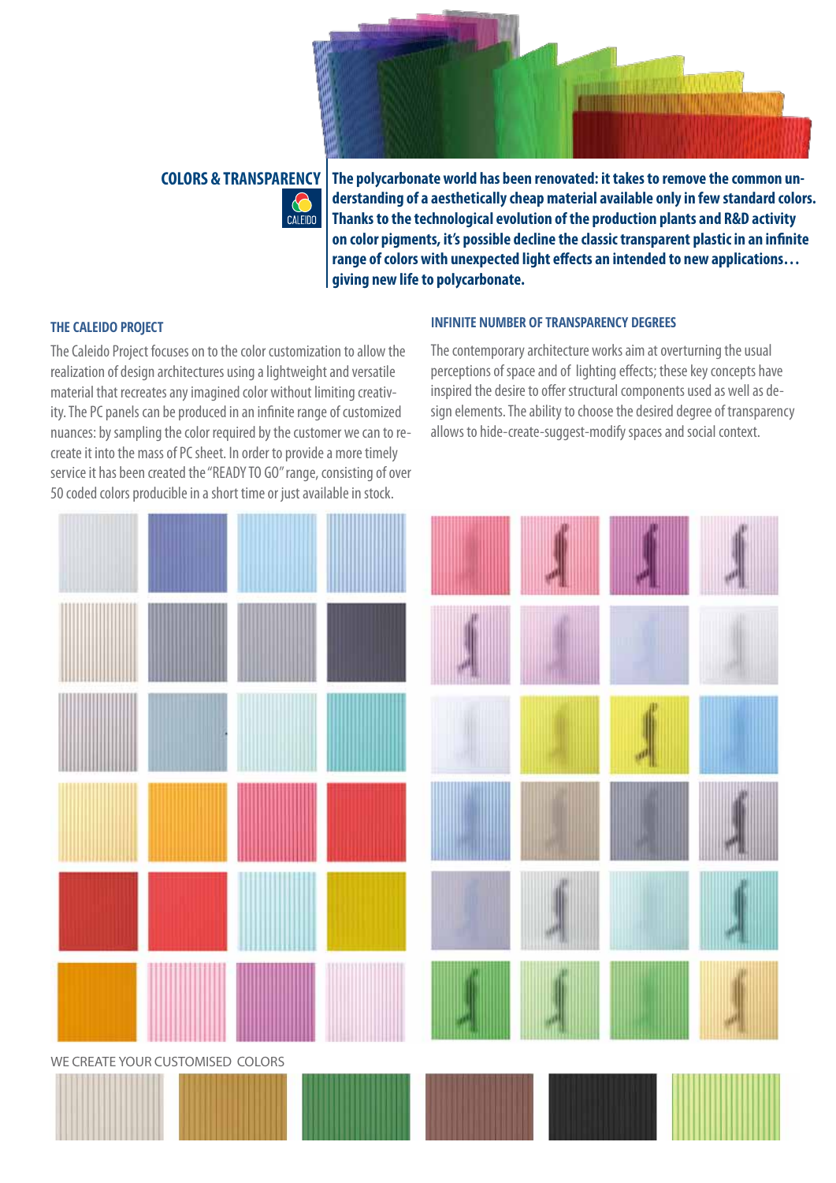## COLORS & TRANSPARENCY

CALEIDO

**The polycarbonate world has been renovated: it takes to remove the common understanding of a aesthetically cheap material available only in few standard colors. Thanks to the technological evolution of the production plants and R&D activity on color pigments, it's possible decline the classic transparent plastic in an infinite range of colors with unexpected light effects an intended to new applications… giving new life to polycarbonate.**

### THE CALEIDO PROJECT

The Caleido Project focuses on to the color customization to allow the realization of design architectures using a lightweight and versatile material that recreates any imagined color without limiting creativity. The PC panels can be produced in an infinite range of customized nuances: by sampling the color required by the customer we can to recreate it into the mass of PC sheet. In order to provide a more timely service it has been created the "READY TO GO" range, consisting of over 50 coded colors producible in a short time or just available in stock.

### INFINITE NUMBER OF TRANSPARENCY DEGREES

The contemporary architecture works aim at overturning the usual perceptions of space and of lighting effects; these key concepts have inspired the desire to offer structural components used as well as design elements. The ability to choose the desired degree of transparency allows to hide-create-suggest-modify spaces and social context.

WE CREATE YOUR CUSTOMISED COLORS